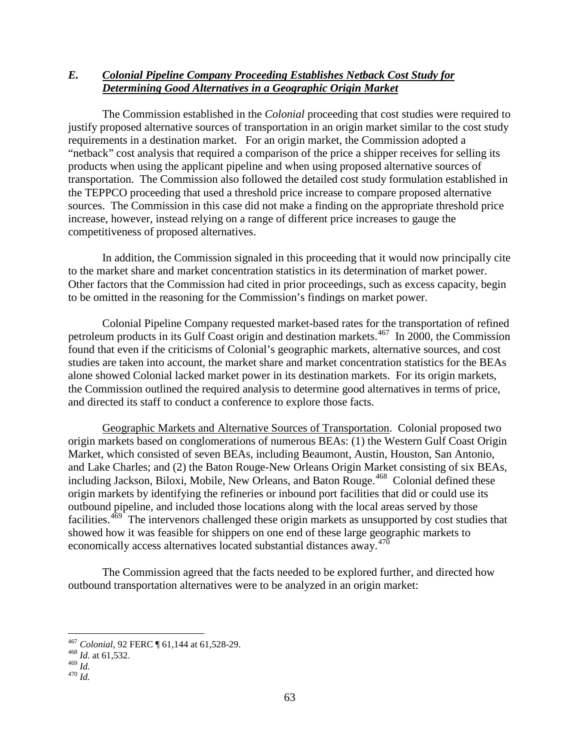### *E. Colonial Pipeline Company Proceeding Establishes Netback Cost Study for Determining Good Alternatives in a Geographic Origin Market*

The Commission established in the *Colonial* proceeding that cost studies were required to justify proposed alternative sources of transportation in an origin market similar to the cost study requirements in a destination market. For an origin market, the Commission adopted a "netback" cost analysis that required a comparison of the price a shipper receives for selling its products when using the applicant pipeline and when using proposed alternative sources of transportation. The Commission also followed the detailed cost study formulation established in the TEPPCO proceeding that used a threshold price increase to compare proposed alternative sources. The Commission in this case did not make a finding on the appropriate threshold price increase, however, instead relying on a range of different price increases to gauge the competitiveness of proposed alternatives.

In addition, the Commission signaled in this proceeding that it would now principally cite to the market share and market concentration statistics in its determination of market power. Other factors that the Commission had cited in prior proceedings, such as excess capacity, begin to be omitted in the reasoning for the Commission's findings on market power.

Colonial Pipeline Company requested market-based rates for the transportation of refined petroleum products in its Gulf Coast origin and destination markets.[467] In 2000, the Commission found that even if the criticisms of Colonial's geographic markets, alternative sources, and cost studies are taken into account, the market share and market concentration statistics for the BEAs alone showed Colonial lacked market power in its destination markets. For its origin markets, the Commission outlined the required analysis to determine good alternatives in terms of price, and directed its staff to conduct a conference to explore those facts.

Geographic Markets and Alternative Sources of Transportation. Colonial proposed two origin markets based on conglomerations of numerous BEAs: (1) the Western Gulf Coast Origin Market, which consisted of seven BEAs, including Beaumont, Austin, Houston, San Antonio, and Lake Charles; and (2) the Baton Rouge-New Orleans Origin Market consisting of six BEAs, including Jackson, Biloxi, Mobile, New Orleans, and Baton Rouge.[468] Colonial defined these origin markets by identifying the refineries or inbound port facilities that did or could use its outbound pipeline, and included those locations along with the local areas served by those facilities.[469] The intervenors challenged these origin markets as unsupported by cost studies that showed how it was feasible for shippers on one end of these large geographic markets to economically access alternatives located substantial distances away.[470]

The Commission agreed that the facts needed to be explored further, and directed how outbound transportation alternatives were to be analyzed in an origin market:

---

[467] *Colonial*, 92 FERC ¶ 61,144 at 61,528-29.

[468] *Id.* at 61,532.

[469] *Id.*

[470] *Id.*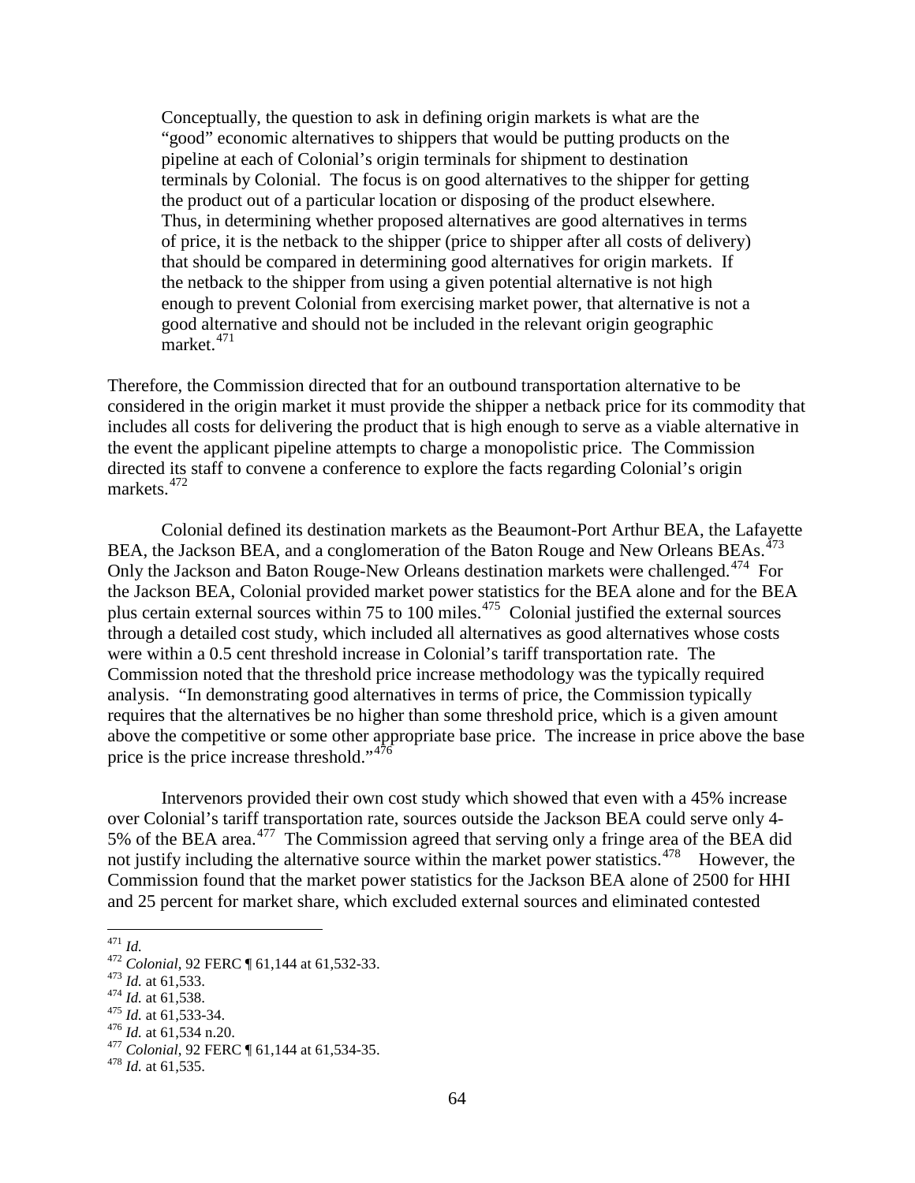> Conceptually, the question to ask in defining origin markets is what are the "good" economic alternatives to shippers that would be putting products on the pipeline at each of Colonial's origin terminals for shipment to destination terminals by Colonial. The focus is on good alternatives to the shipper for getting the product out of a particular location or disposing of the product elsewhere. Thus, in determining whether proposed alternatives are good alternatives in terms of price, it is the netback to the shipper (price to shipper after all costs of delivery) that should be compared in determining good alternatives for origin markets. If the netback to the shipper from using a given potential alternative is not high enough to prevent Colonial from exercising market power, that alternative is not a good alternative and should not be included in the relevant origin geographic market.[471]

Therefore, the Commission directed that for an outbound transportation alternative to be considered in the origin market it must provide the shipper a netback price for its commodity that includes all costs for delivering the product that is high enough to serve as a viable alternative in the event the applicant pipeline attempts to charge a monopolistic price. The Commission directed its staff to convene a conference to explore the facts regarding Colonial's origin markets.[472]

Colonial defined its destination markets as the Beaumont-Port Arthur BEA, the Lafayette BEA, the Jackson BEA, and a conglomeration of the Baton Rouge and New Orleans BEAs.[473] Only the Jackson and Baton Rouge-New Orleans destination markets were challenged.[474] For the Jackson BEA, Colonial provided market power statistics for the BEA alone and for the BEA plus certain external sources within 75 to 100 miles.[475] Colonial justified the external sources through a detailed cost study, which included all alternatives as good alternatives whose costs were within a 0.5 cent threshold increase in Colonial's tariff transportation rate. The Commission noted that the threshold price increase methodology was the typically required analysis. "In demonstrating good alternatives in terms of price, the Commission typically requires that the alternatives be no higher than some threshold price, which is a given amount above the competitive or some other appropriate base price. The increase in price above the base price is the price increase threshold."[476]

Intervenors provided their own cost study which showed that even with a 45% increase over Colonial's tariff transportation rate, sources outside the Jackson BEA could serve only 4-5% of the BEA area.[477] The Commission agreed that serving only a fringe area of the BEA did not justify including the alternative source within the market power statistics.[478] However, the Commission found that the market power statistics for the Jackson BEA alone of 2500 for HHI and 25 percent for market share, which excluded external sources and eliminated contested

---

[471] *Id.*

[472] *Colonial*, 92 FERC ¶ 61,144 at 61,532-33.

[473] *Id.* at 61,533.

[474] *Id.* at 61,538.

[475] *Id.* at 61,533-34.

[476] *Id.* at 61,534 n.20.

[477] *Colonial*, 92 FERC ¶ 61,144 at 61,534-35.

[478] *Id.* at 61,535.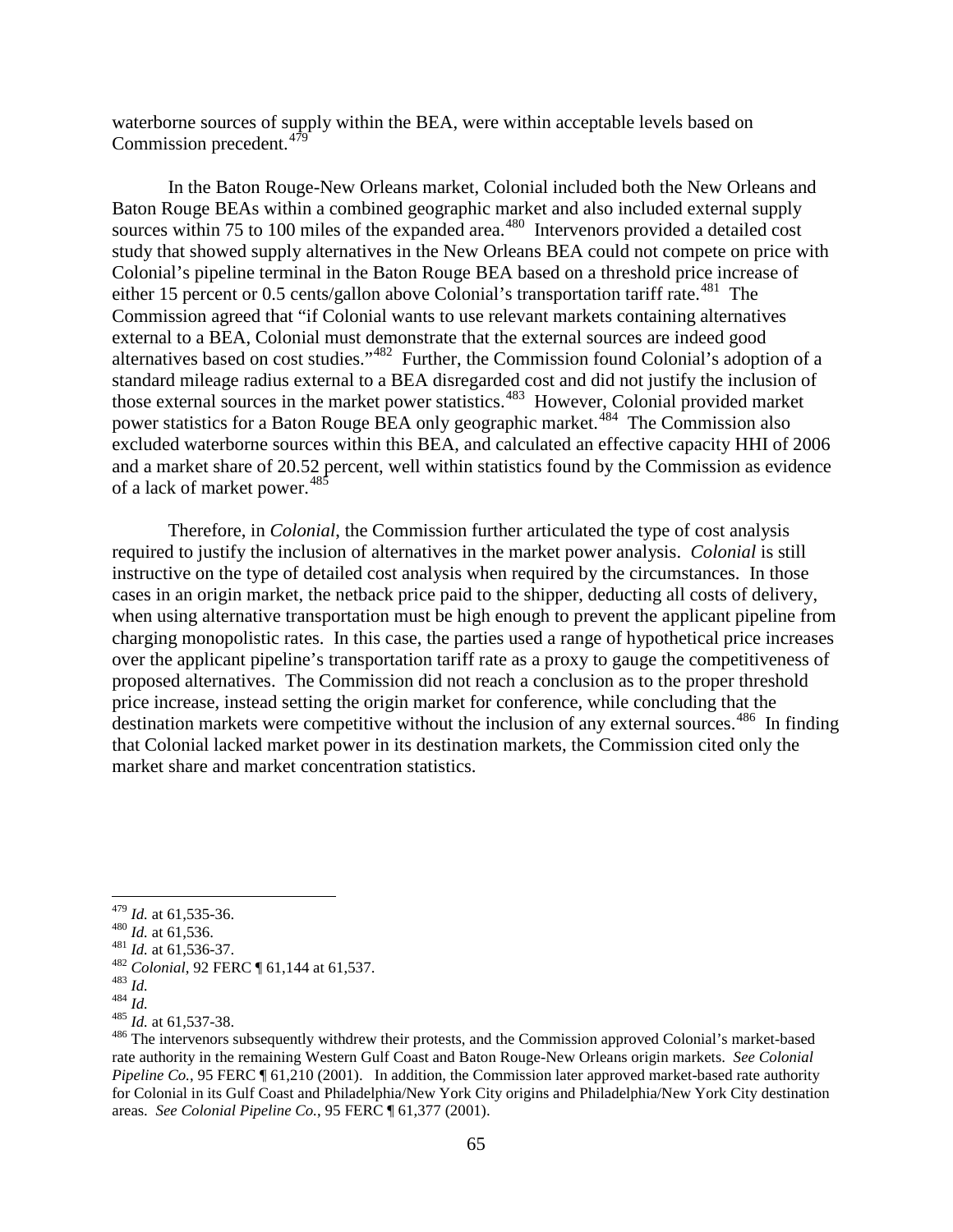waterborne sources of supply within the BEA, were within acceptable levels based on Commission precedent.[479]

In the Baton Rouge-New Orleans market, Colonial included both the New Orleans and Baton Rouge BEAs within a combined geographic market and also included external supply sources within 75 to 100 miles of the expanded area.[480] Intervenors provided a detailed cost study that showed supply alternatives in the New Orleans BEA could not compete on price with Colonial's pipeline terminal in the Baton Rouge BEA based on a threshold price increase of either 15 percent or 0.5 cents/gallon above Colonial's transportation tariff rate.[481] The Commission agreed that "if Colonial wants to use relevant markets containing alternatives external to a BEA, Colonial must demonstrate that the external sources are indeed good alternatives based on cost studies."[482] Further, the Commission found Colonial's adoption of a standard mileage radius external to a BEA disregarded cost and did not justify the inclusion of those external sources in the market power statistics.[483] However, Colonial provided market power statistics for a Baton Rouge BEA only geographic market.[484] The Commission also excluded waterborne sources within this BEA, and calculated an effective capacity HHI of 2006 and a market share of 20.52 percent, well within statistics found by the Commission as evidence of a lack of market power.[485]

Therefore, in *Colonial*, the Commission further articulated the type of cost analysis required to justify the inclusion of alternatives in the market power analysis. *Colonial* is still instructive on the type of detailed cost analysis when required by the circumstances. In those cases in an origin market, the netback price paid to the shipper, deducting all costs of delivery, when using alternative transportation must be high enough to prevent the applicant pipeline from charging monopolistic rates. In this case, the parties used a range of hypothetical price increases over the applicant pipeline's transportation tariff rate as a proxy to gauge the competitiveness of proposed alternatives. The Commission did not reach a conclusion as to the proper threshold price increase, instead setting the origin market for conference, while concluding that the destination markets were competitive without the inclusion of any external sources.[486] In finding that Colonial lacked market power in its destination markets, the Commission cited only the market share and market concentration statistics.

---

[479] *Id.* at 61,535-36.

[480] *Id.* at 61,536.

[481] *Id.* at 61,536-37.

[482] *Colonial*, 92 FERC ¶ 61,144 at 61,537.

[483] *Id.*

[484] *Id.*

[485] *Id.* at 61,537-38.

[486] The intervenors subsequently withdrew their protests, and the Commission approved Colonial's market-based rate authority in the remaining Western Gulf Coast and Baton Rouge-New Orleans origin markets. *See Colonial Pipeline Co.*, 95 FERC ¶ 61,210 (2001). In addition, the Commission later approved market-based rate authority for Colonial in its Gulf Coast and Philadelphia/New York City origins and Philadelphia/New York City destination areas. *See Colonial Pipeline Co.*, 95 FERC ¶ 61,377 (2001).